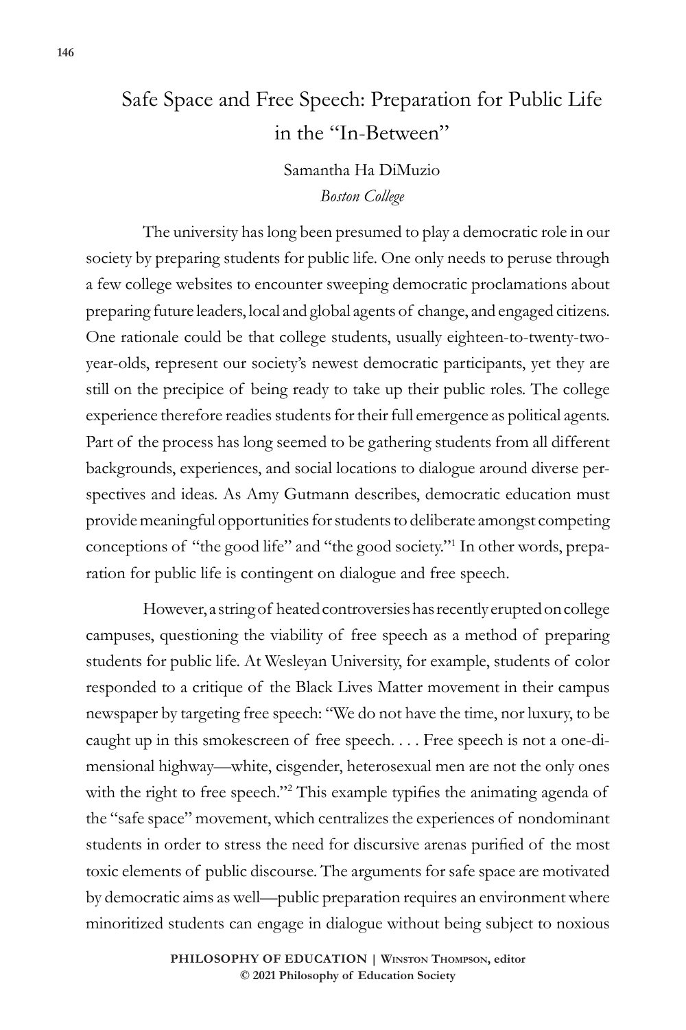# Safe Space and Free Speech: Preparation for Public Life in the "In-Between"

Samantha Ha DiMuzio
*Boston College*

The university has long been presumed to play a democratic role in our society by preparing students for public life. One only needs to peruse through a few college websites to encounter sweeping democratic proclamations about preparing future leaders, local and global agents of change, and engaged citizens. One rationale could be that college students, usually eighteen-to-twenty-two-year-olds, represent our society's newest democratic participants, yet they are still on the precipice of being ready to take up their public roles. The college experience therefore readies students for their full emergence as political agents. Part of the process has long seemed to be gathering students from all different backgrounds, experiences, and social locations to dialogue around diverse perspectives and ideas. As Amy Gutmann describes, democratic education must provide meaningful opportunities for students to deliberate amongst competing conceptions of "the good life" and "the good society."[1] In other words, preparation for public life is contingent on dialogue and free speech.

However, a string of heated controversies has recently erupted on college campuses, questioning the viability of free speech as a method of preparing students for public life. At Wesleyan University, for example, students of color responded to a critique of the Black Lives Matter movement in their campus newspaper by targeting free speech: "We do not have the time, nor luxury, to be caught up in this smokescreen of free speech. . . . Free speech is not a one-dimensional highway—white, cisgender, heterosexual men are not the only ones with the right to free speech."[2] This example typifies the animating agenda of the "safe space" movement, which centralizes the experiences of nondominant students in order to stress the need for discursive arenas purified of the most toxic elements of public discourse. The arguments for safe space are motivated by democratic aims as well—public preparation requires an environment where minoritized students can engage in dialogue without being subject to noxious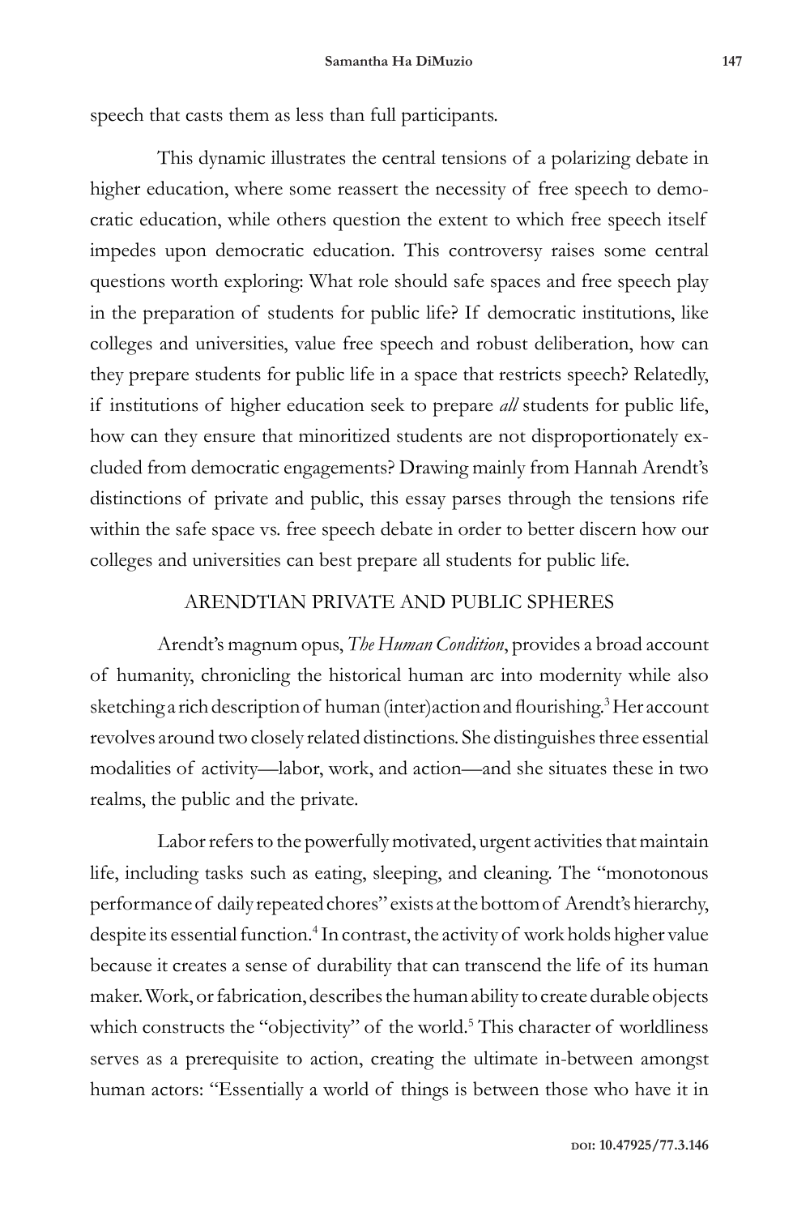speech that casts them as less than full participants.

This dynamic illustrates the central tensions of a polarizing debate in higher education, where some reassert the necessity of free speech to democratic education, while others question the extent to which free speech itself impedes upon democratic education. This controversy raises some central questions worth exploring: What role should safe spaces and free speech play in the preparation of students for public life? If democratic institutions, like colleges and universities, value free speech and robust deliberation, how can they prepare students for public life in a space that restricts speech? Relatedly, if institutions of higher education seek to prepare *all* students for public life, how can they ensure that minoritized students are not disproportionately excluded from democratic engagements? Drawing mainly from Hannah Arendt's distinctions of private and public, this essay parses through the tensions rife within the safe space vs. free speech debate in order to better discern how our colleges and universities can best prepare all students for public life.

## ARENDTIAN PRIVATE AND PUBLIC SPHERES

Arendt's magnum opus, *The Human Condition*, provides a broad account of humanity, chronicling the historical human arc into modernity while also sketching a rich description of human (inter)action and flourishing.[3] Her account revolves around two closely related distinctions. She distinguishes three essential modalities of activity—labor, work, and action—and she situates these in two realms, the public and the private.

Labor refers to the powerfully motivated, urgent activities that maintain life, including tasks such as eating, sleeping, and cleaning. The "monotonous performance of daily repeated chores" exists at the bottom of Arendt's hierarchy, despite its essential function.[4] In contrast, the activity of work holds higher value because it creates a sense of durability that can transcend the life of its human maker. Work, or fabrication, describes the human ability to create durable objects which constructs the "objectivity" of the world.[5] This character of worldliness serves as a prerequisite to action, creating the ultimate in-between amongst human actors: "Essentially a world of things is between those who have it in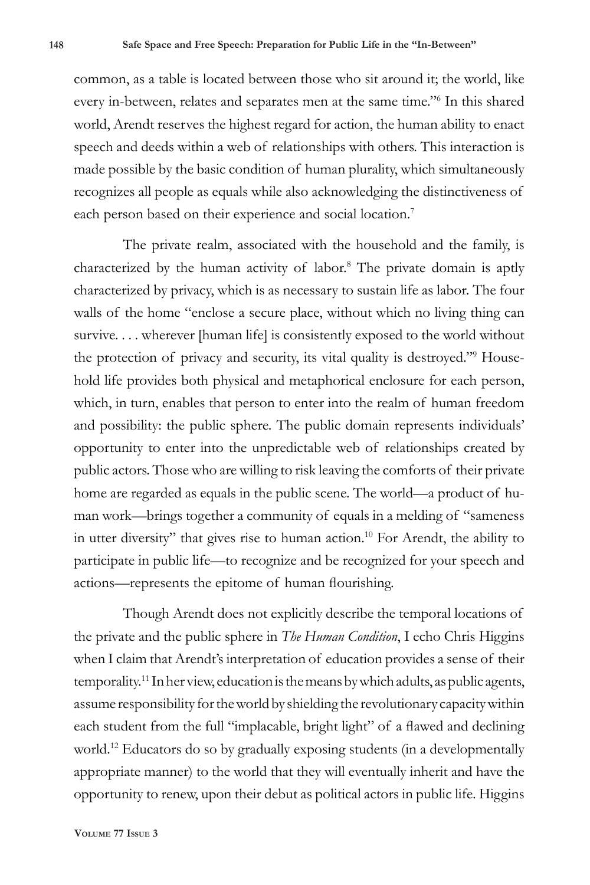common, as a table is located between those who sit around it; the world, like every in-between, relates and separates men at the same time."[6] In this shared world, Arendt reserves the highest regard for action, the human ability to enact speech and deeds within a web of relationships with others. This interaction is made possible by the basic condition of human plurality, which simultaneously recognizes all people as equals while also acknowledging the distinctiveness of each person based on their experience and social location.[7]

The private realm, associated with the household and the family, is characterized by the human activity of labor.[8] The private domain is aptly characterized by privacy, which is as necessary to sustain life as labor. The four walls of the home "enclose a secure place, without which no living thing can survive. . . . wherever [human life] is consistently exposed to the world without the protection of privacy and security, its vital quality is destroyed."[9] Household life provides both physical and metaphorical enclosure for each person, which, in turn, enables that person to enter into the realm of human freedom and possibility: the public sphere. The public domain represents individuals' opportunity to enter into the unpredictable web of relationships created by public actors. Those who are willing to risk leaving the comforts of their private home are regarded as equals in the public scene. The world—a product of human work—brings together a community of equals in a melding of "sameness in utter diversity" that gives rise to human action.[10] For Arendt, the ability to participate in public life—to recognize and be recognized for your speech and actions—represents the epitome of human flourishing.

Though Arendt does not explicitly describe the temporal locations of the private and the public sphere in *The Human Condition*, I echo Chris Higgins when I claim that Arendt's interpretation of education provides a sense of their temporality.[11] In her view, education is the means by which adults, as public agents, assume responsibility for the world by shielding the revolutionary capacity within each student from the full "implacable, bright light" of a flawed and declining world.[12] Educators do so by gradually exposing students (in a developmentally appropriate manner) to the world that they will eventually inherit and have the opportunity to renew, upon their debut as political actors in public life. Higgins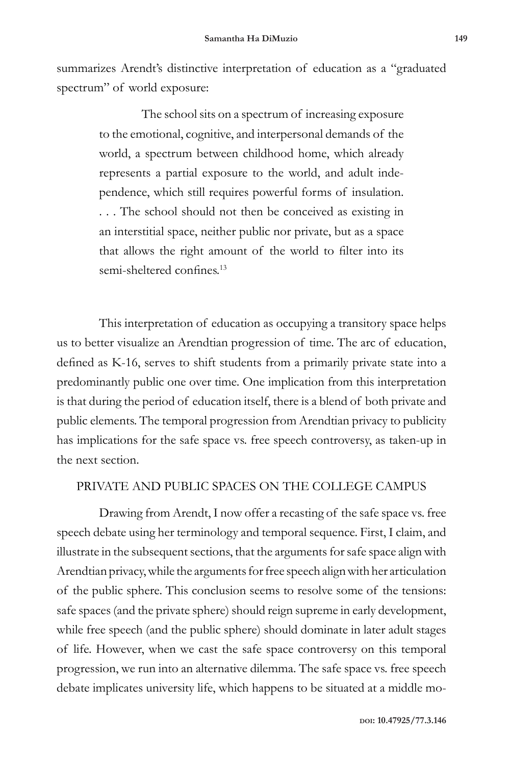summarizes Arendt's distinctive interpretation of education as a "graduated spectrum" of world exposure:

> The school sits on a spectrum of increasing exposure to the emotional, cognitive, and interpersonal demands of the world, a spectrum between childhood home, which already represents a partial exposure to the world, and adult independence, which still requires powerful forms of insulation. . . . The school should not then be conceived as existing in an interstitial space, neither public nor private, but as a space that allows the right amount of the world to filter into its semi-sheltered confines.[13]

This interpretation of education as occupying a transitory space helps us to better visualize an Arendtian progression of time. The arc of education, defined as K-16, serves to shift students from a primarily private state into a predominantly public one over time. One implication from this interpretation is that during the period of education itself, there is a blend of both private and public elements. The temporal progression from Arendtian privacy to publicity has implications for the safe space vs. free speech controversy, as taken-up in the next section.

## PRIVATE AND PUBLIC SPACES ON THE COLLEGE CAMPUS

Drawing from Arendt, I now offer a recasting of the safe space vs. free speech debate using her terminology and temporal sequence. First, I claim, and illustrate in the subsequent sections, that the arguments for safe space align with Arendtian privacy, while the arguments for free speech align with her articulation of the public sphere. This conclusion seems to resolve some of the tensions: safe spaces (and the private sphere) should reign supreme in early development, while free speech (and the public sphere) should dominate in later adult stages of life. However, when we cast the safe space controversy on this temporal progression, we run into an alternative dilemma. The safe space vs. free speech debate implicates university life, which happens to be situated at a middle mo-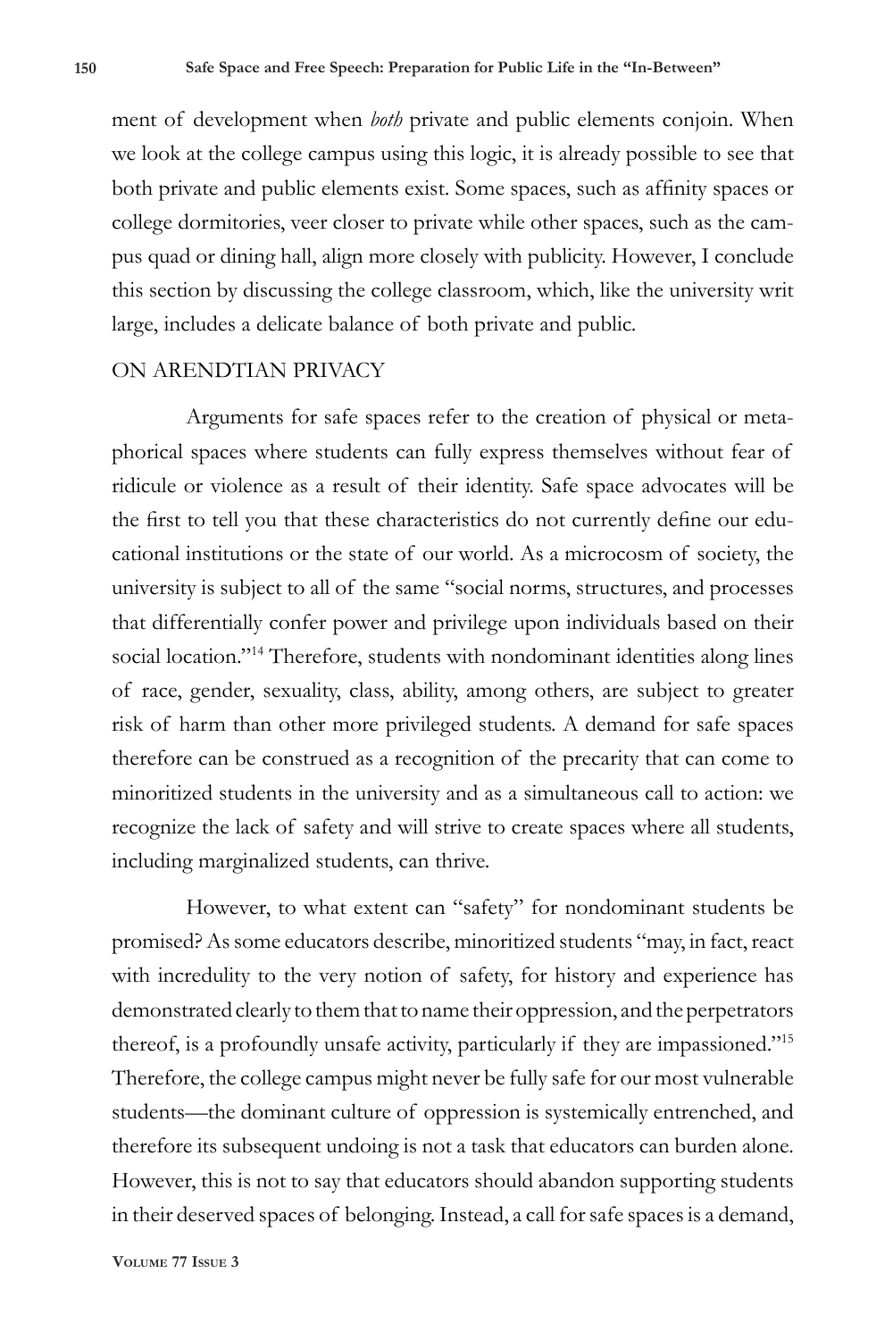ment of development when *both* private and public elements conjoin. When we look at the college campus using this logic, it is already possible to see that both private and public elements exist. Some spaces, such as affinity spaces or college dormitories, veer closer to private while other spaces, such as the campus quad or dining hall, align more closely with publicity. However, I conclude this section by discussing the college classroom, which, like the university writ large, includes a delicate balance of both private and public.

## ON ARENDTIAN PRIVACY

Arguments for safe spaces refer to the creation of physical or metaphorical spaces where students can fully express themselves without fear of ridicule or violence as a result of their identity. Safe space advocates will be the first to tell you that these characteristics do not currently define our educational institutions or the state of our world. As a microcosm of society, the university is subject to all of the same "social norms, structures, and processes that differentially confer power and privilege upon individuals based on their social location."[14] Therefore, students with nondominant identities along lines of race, gender, sexuality, class, ability, among others, are subject to greater risk of harm than other more privileged students. A demand for safe spaces therefore can be construed as a recognition of the precarity that can come to minoritized students in the university and as a simultaneous call to action: we recognize the lack of safety and will strive to create spaces where all students, including marginalized students, can thrive.

However, to what extent can "safety" for nondominant students be promised? As some educators describe, minoritized students "may, in fact, react with incredulity to the very notion of safety, for history and experience has demonstrated clearly to them that to name their oppression, and the perpetrators thereof, is a profoundly unsafe activity, particularly if they are impassioned."[15] Therefore, the college campus might never be fully safe for our most vulnerable students—the dominant culture of oppression is systemically entrenched, and therefore its subsequent undoing is not a task that educators can burden alone. However, this is not to say that educators should abandon supporting students in their deserved spaces of belonging. Instead, a call for safe spaces is a demand,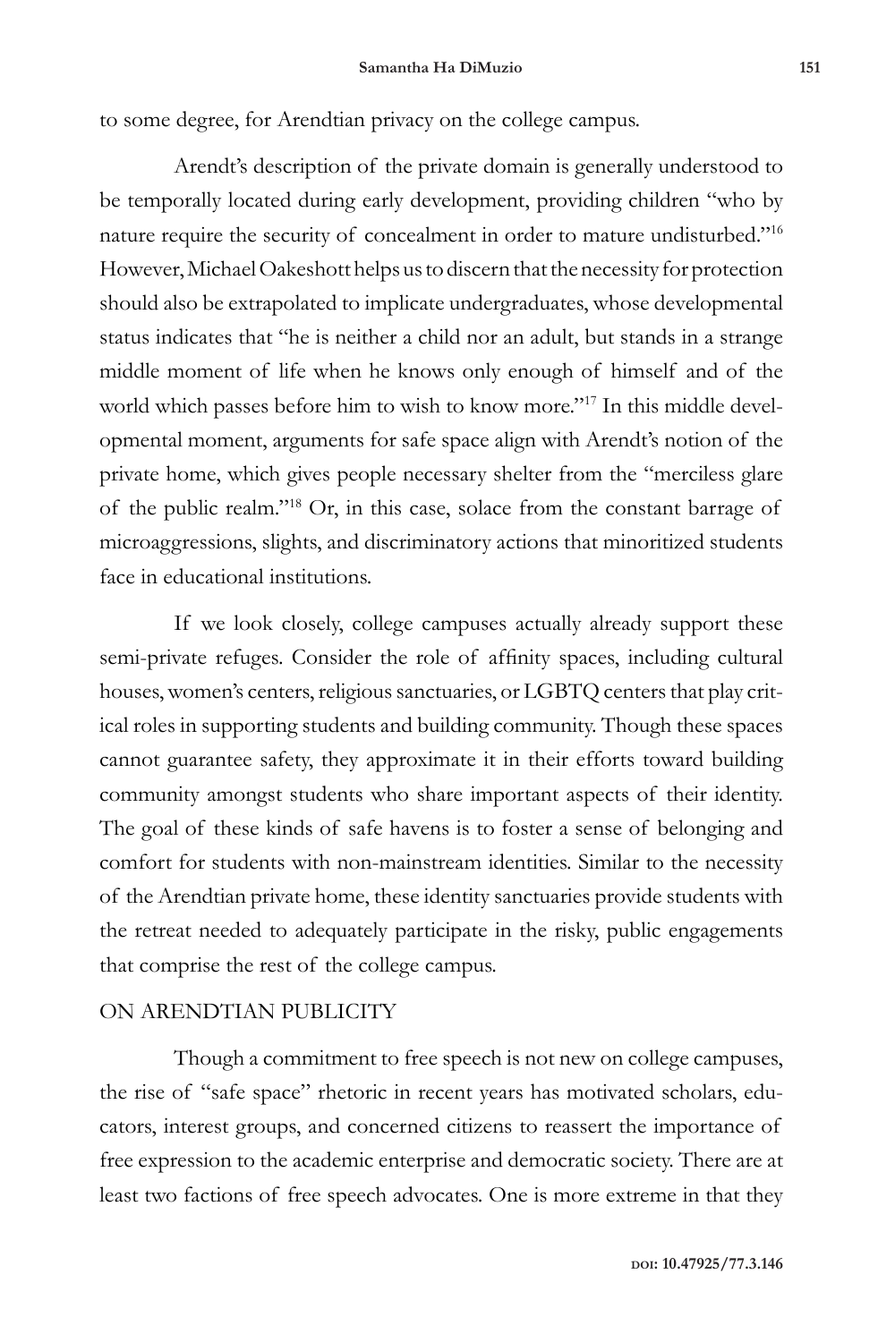to some degree, for Arendtian privacy on the college campus.

Arendt's description of the private domain is generally understood to be temporally located during early development, providing children "who by nature require the security of concealment in order to mature undisturbed."[16] However, Michael Oakeshott helps us to discern that the necessity for protection should also be extrapolated to implicate undergraduates, whose developmental status indicates that "he is neither a child nor an adult, but stands in a strange middle moment of life when he knows only enough of himself and of the world which passes before him to wish to know more."[17] In this middle developmental moment, arguments for safe space align with Arendt's notion of the private home, which gives people necessary shelter from the "merciless glare of the public realm."[18] Or, in this case, solace from the constant barrage of microaggressions, slights, and discriminatory actions that minoritized students face in educational institutions.

If we look closely, college campuses actually already support these semi-private refuges. Consider the role of affinity spaces, including cultural houses, women's centers, religious sanctuaries, or LGBTQ centers that play critical roles in supporting students and building community. Though these spaces cannot guarantee safety, they approximate it in their efforts toward building community amongst students who share important aspects of their identity. The goal of these kinds of safe havens is to foster a sense of belonging and comfort for students with non-mainstream identities. Similar to the necessity of the Arendtian private home, these identity sanctuaries provide students with the retreat needed to adequately participate in the risky, public engagements that comprise the rest of the college campus.

## ON ARENDTIAN PUBLICITY

Though a commitment to free speech is not new on college campuses, the rise of "safe space" rhetoric in recent years has motivated scholars, educators, interest groups, and concerned citizens to reassert the importance of free expression to the academic enterprise and democratic society. There are at least two factions of free speech advocates. One is more extreme in that they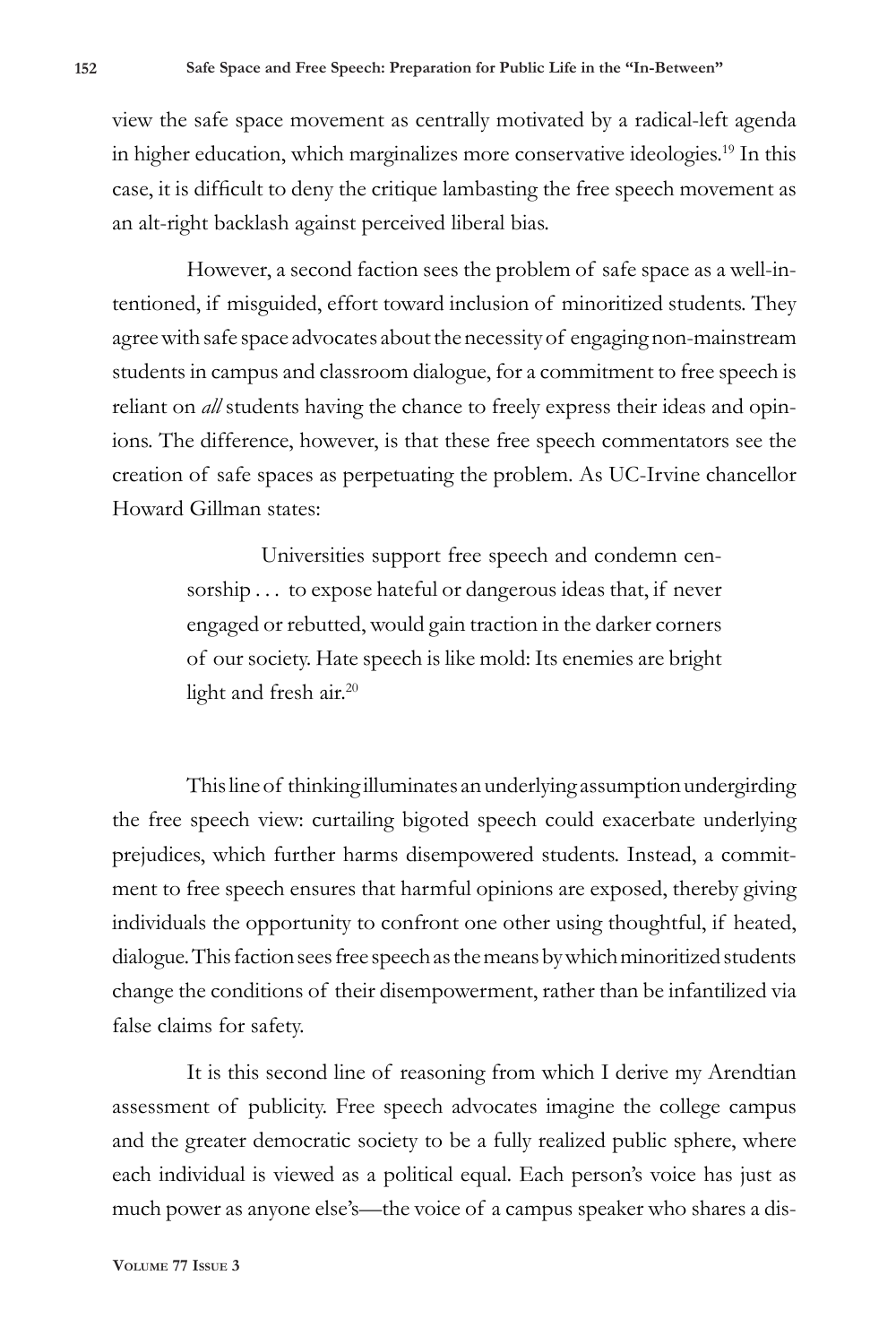view the safe space movement as centrally motivated by a radical-left agenda in higher education, which marginalizes more conservative ideologies.[19] In this case, it is difficult to deny the critique lambasting the free speech movement as an alt-right backlash against perceived liberal bias.

However, a second faction sees the problem of safe space as a well-intentioned, if misguided, effort toward inclusion of minoritized students. They agree with safe space advocates about the necessity of engaging non-mainstream students in campus and classroom dialogue, for a commitment to free speech is reliant on *all* students having the chance to freely express their ideas and opinions. The difference, however, is that these free speech commentators see the creation of safe spaces as perpetuating the problem. As UC-Irvine chancellor Howard Gillman states:

> Universities support free speech and condemn censorship . . . to expose hateful or dangerous ideas that, if never engaged or rebutted, would gain traction in the darker corners of our society. Hate speech is like mold: Its enemies are bright light and fresh air.[20]

This line of thinking illuminates an underlying assumption undergirding the free speech view: curtailing bigoted speech could exacerbate underlying prejudices, which further harms disempowered students. Instead, a commitment to free speech ensures that harmful opinions are exposed, thereby giving individuals the opportunity to confront one other using thoughtful, if heated, dialogue. This faction sees free speech as the means by which minoritized students change the conditions of their disempowerment, rather than be infantilized via false claims for safety.

It is this second line of reasoning from which I derive my Arendtian assessment of publicity. Free speech advocates imagine the college campus and the greater democratic society to be a fully realized public sphere, where each individual is viewed as a political equal. Each person's voice has just as much power as anyone else's—the voice of a campus speaker who shares a dis-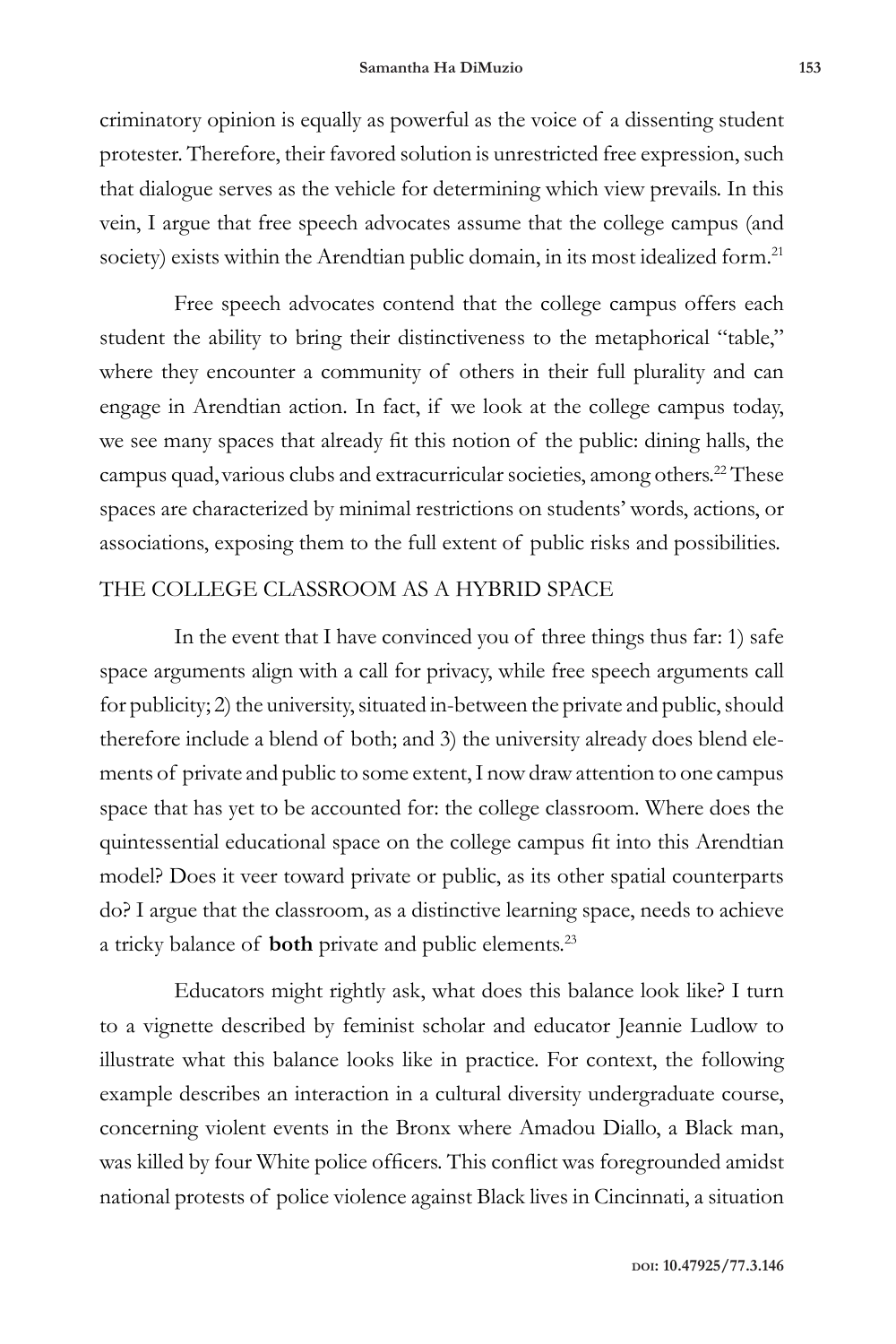criminatory opinion is equally as powerful as the voice of a dissenting student protester. Therefore, their favored solution is unrestricted free expression, such that dialogue serves as the vehicle for determining which view prevails. In this vein, I argue that free speech advocates assume that the college campus (and society) exists within the Arendtian public domain, in its most idealized form.[21]

Free speech advocates contend that the college campus offers each student the ability to bring their distinctiveness to the metaphorical "table," where they encounter a community of others in their full plurality and can engage in Arendtian action. In fact, if we look at the college campus today, we see many spaces that already fit this notion of the public: dining halls, the campus quad, various clubs and extracurricular societies, among others.[22] These spaces are characterized by minimal restrictions on students' words, actions, or associations, exposing them to the full extent of public risks and possibilities.

## THE COLLEGE CLASSROOM AS A HYBRID SPACE

In the event that I have convinced you of three things thus far: 1) safe space arguments align with a call for privacy, while free speech arguments call for publicity; 2) the university, situated in-between the private and public, should therefore include a blend of both; and 3) the university already does blend elements of private and public to some extent, I now draw attention to one campus space that has yet to be accounted for: the college classroom. Where does the quintessential educational space on the college campus fit into this Arendtian model? Does it veer toward private or public, as its other spatial counterparts do? I argue that the classroom, as a distinctive learning space, needs to achieve a tricky balance of **both** private and public elements.[23]

Educators might rightly ask, what does this balance look like? I turn to a vignette described by feminist scholar and educator Jeannie Ludlow to illustrate what this balance looks like in practice. For context, the following example describes an interaction in a cultural diversity undergraduate course, concerning violent events in the Bronx where Amadou Diallo, a Black man, was killed by four White police officers. This conflict was foregrounded amidst national protests of police violence against Black lives in Cincinnati, a situation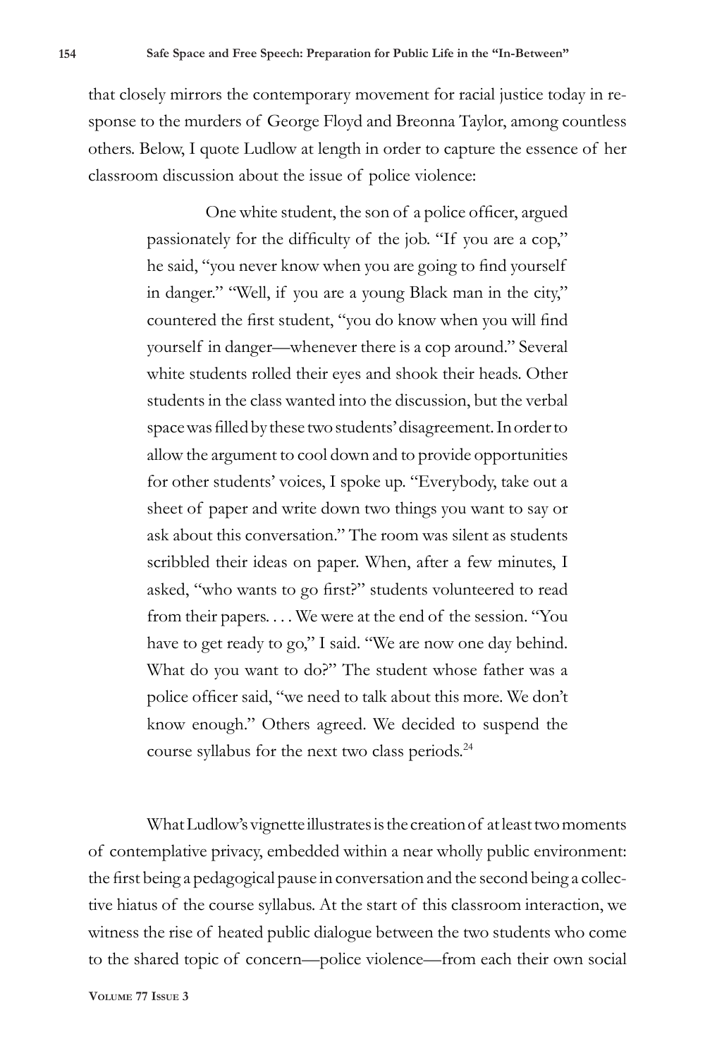that closely mirrors the contemporary movement for racial justice today in response to the murders of George Floyd and Breonna Taylor, among countless others. Below, I quote Ludlow at length in order to capture the essence of her classroom discussion about the issue of police violence:

> One white student, the son of a police officer, argued passionately for the difficulty of the job. "If you are a cop," he said, "you never know when you are going to find yourself in danger." "Well, if you are a young Black man in the city," countered the first student, "you do know when you will find yourself in danger—whenever there is a cop around." Several white students rolled their eyes and shook their heads. Other students in the class wanted into the discussion, but the verbal space was filled by these two students' disagreement. In order to allow the argument to cool down and to provide opportunities for other students' voices, I spoke up. "Everybody, take out a sheet of paper and write down two things you want to say or ask about this conversation." The room was silent as students scribbled their ideas on paper. When, after a few minutes, I asked, "who wants to go first?" students volunteered to read from their papers. . . . We were at the end of the session. "You have to get ready to go," I said. "We are now one day behind. What do you want to do?" The student whose father was a police officer said, "we need to talk about this more. We don't know enough." Others agreed. We decided to suspend the course syllabus for the next two class periods.[24]

What Ludlow's vignette illustrates is the creation of at least two moments of contemplative privacy, embedded within a near wholly public environment: the first being a pedagogical pause in conversation and the second being a collective hiatus of the course syllabus. At the start of this classroom interaction, we witness the rise of heated public dialogue between the two students who come to the shared topic of concern—police violence—from each their own social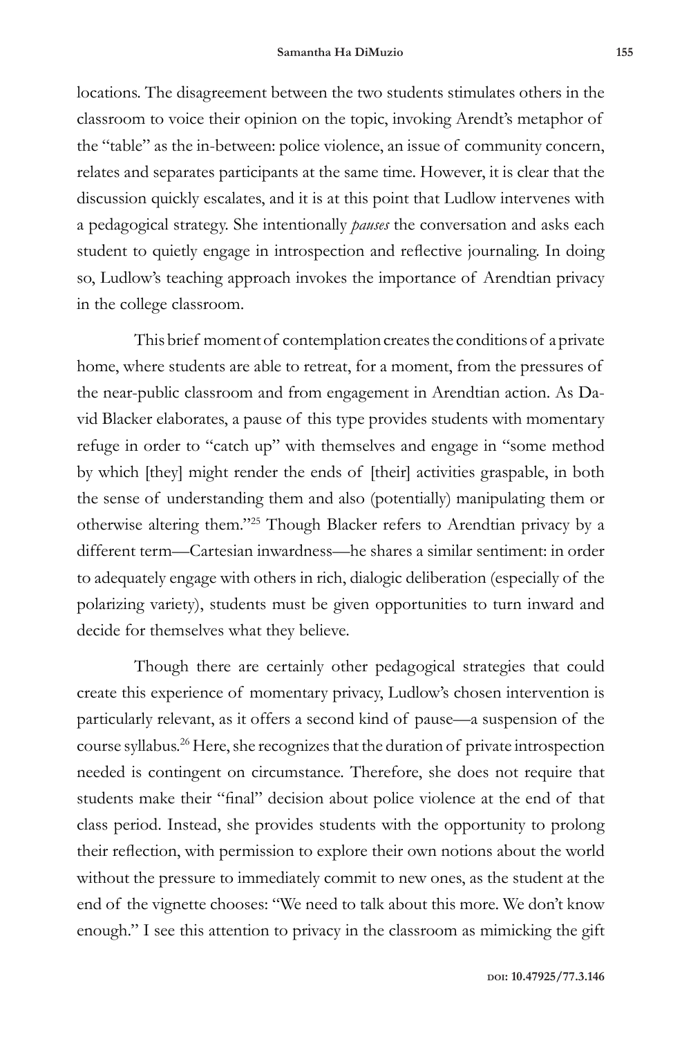locations. The disagreement between the two students stimulates others in the classroom to voice their opinion on the topic, invoking Arendt's metaphor of the "table" as the in-between: police violence, an issue of community concern, relates and separates participants at the same time. However, it is clear that the discussion quickly escalates, and it is at this point that Ludlow intervenes with a pedagogical strategy. She intentionally *pauses* the conversation and asks each student to quietly engage in introspection and reflective journaling. In doing so, Ludlow's teaching approach invokes the importance of Arendtian privacy in the college classroom.

This brief moment of contemplation creates the conditions of a private home, where students are able to retreat, for a moment, from the pressures of the near-public classroom and from engagement in Arendtian action. As David Blacker elaborates, a pause of this type provides students with momentary refuge in order to "catch up" with themselves and engage in "some method by which [they] might render the ends of [their] activities graspable, in both the sense of understanding them and also (potentially) manipulating them or otherwise altering them."[25] Though Blacker refers to Arendtian privacy by a different term—Cartesian inwardness—he shares a similar sentiment: in order to adequately engage with others in rich, dialogic deliberation (especially of the polarizing variety), students must be given opportunities to turn inward and decide for themselves what they believe.

Though there are certainly other pedagogical strategies that could create this experience of momentary privacy, Ludlow's chosen intervention is particularly relevant, as it offers a second kind of pause—a suspension of the course syllabus.[26] Here, she recognizes that the duration of private introspection needed is contingent on circumstance. Therefore, she does not require that students make their "final" decision about police violence at the end of that class period. Instead, she provides students with the opportunity to prolong their reflection, with permission to explore their own notions about the world without the pressure to immediately commit to new ones, as the student at the end of the vignette chooses: "We need to talk about this more. We don't know enough." I see this attention to privacy in the classroom as mimicking the gift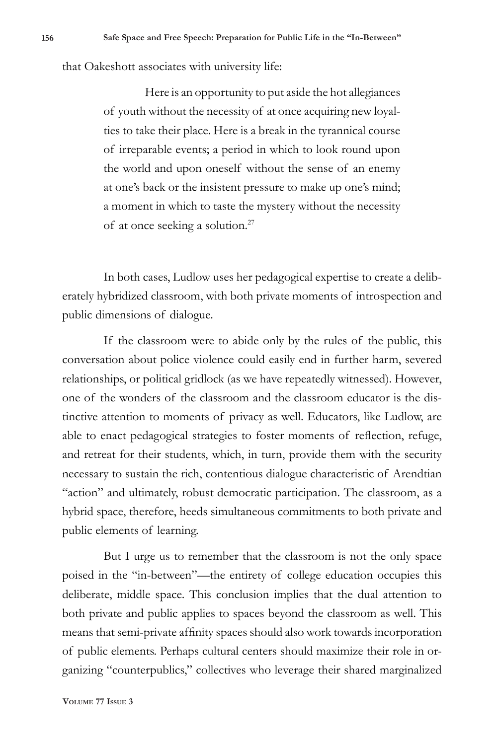that Oakeshott associates with university life:

> Here is an opportunity to put aside the hot allegiances of youth without the necessity of at once acquiring new loyalties to take their place. Here is a break in the tyrannical course of irreparable events; a period in which to look round upon the world and upon oneself without the sense of an enemy at one's back or the insistent pressure to make up one's mind; a moment in which to taste the mystery without the necessity of at once seeking a solution.[27]

In both cases, Ludlow uses her pedagogical expertise to create a deliberately hybridized classroom, with both private moments of introspection and public dimensions of dialogue.

If the classroom were to abide only by the rules of the public, this conversation about police violence could easily end in further harm, severed relationships, or political gridlock (as we have repeatedly witnessed). However, one of the wonders of the classroom and the classroom educator is the distinctive attention to moments of privacy as well. Educators, like Ludlow, are able to enact pedagogical strategies to foster moments of reflection, refuge, and retreat for their students, which, in turn, provide them with the security necessary to sustain the rich, contentious dialogue characteristic of Arendtian "action" and ultimately, robust democratic participation. The classroom, as a hybrid space, therefore, heeds simultaneous commitments to both private and public elements of learning.

But I urge us to remember that the classroom is not the only space poised in the "in-between"—the entirety of college education occupies this deliberate, middle space. This conclusion implies that the dual attention to both private and public applies to spaces beyond the classroom as well. This means that semi-private affinity spaces should also work towards incorporation of public elements. Perhaps cultural centers should maximize their role in organizing "counterpublics," collectives who leverage their shared marginalized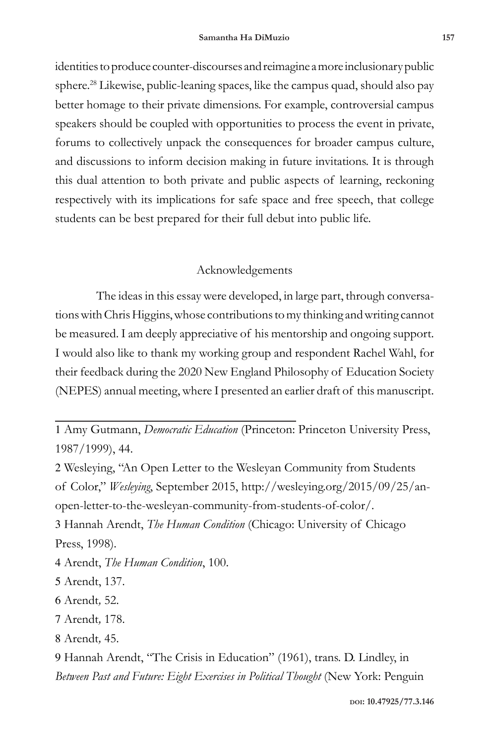identities to produce counter-discourses and reimagine a more inclusionary public sphere.[28] Likewise, public-leaning spaces, like the campus quad, should also pay better homage to their private dimensions. For example, controversial campus speakers should be coupled with opportunities to process the event in private, forums to collectively unpack the consequences for broader campus culture, and discussions to inform decision making in future invitations. It is through this dual attention to both private and public aspects of learning, reckoning respectively with its implications for safe space and free speech, that college students can be best prepared for their full debut into public life.

## Acknowledgements

The ideas in this essay were developed, in large part, through conversations with Chris Higgins, whose contributions to my thinking and writing cannot be measured. I am deeply appreciative of his mentorship and ongoing support. I would also like to thank my working group and respondent Rachel Wahl, for their feedback during the 2020 New England Philosophy of Education Society (NEPES) annual meeting, where I presented an earlier draft of this manuscript.

---

1 Amy Gutmann, *Democratic Education* (Princeton: Princeton University Press, 1987/1999), 44.

2 Wesleying, "An Open Letter to the Wesleyan Community from Students of Color," *Wesleying*, September 2015, http://wesleying.org/2015/09/25/an-open-letter-to-the-wesleyan-community-from-students-of-color/.

3 Hannah Arendt, *The Human Condition* (Chicago: University of Chicago Press, 1998).

4 Arendt, *The Human Condition*, 100.

5 Arendt, 137.

6 Arendt*,* 52.

7 Arendt*,* 178.

8 Arendt*,* 45.

9 Hannah Arendt, "The Crisis in Education" (1961), trans. D. Lindley, in *Between Past and Future: Eight Exercises in Political Thought* (New York: Penguin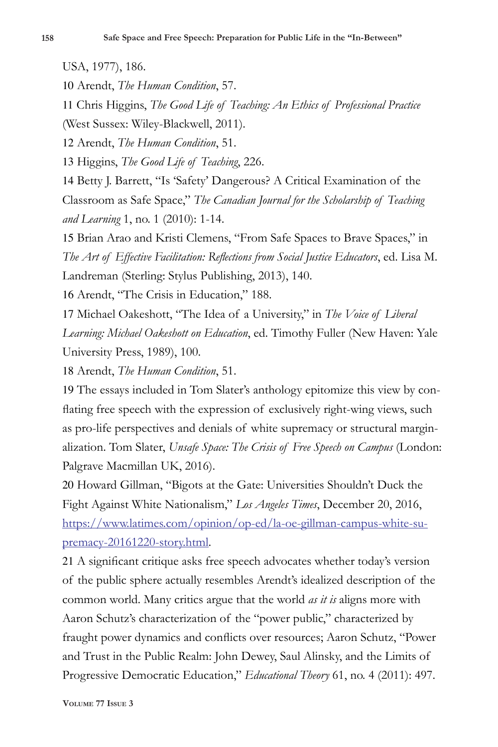USA, 1977), 186.

10 Arendt, *The Human Condition*, 57.

11 Chris Higgins, *The Good Life of Teaching: An Ethics of Professional Practice* (West Sussex: Wiley-Blackwell, 2011).

12 Arendt, *The Human Condition*, 51.

13 Higgins, *The Good Life of Teaching*, 226.

14 Betty J. Barrett, "Is 'Safety' Dangerous? A Critical Examination of the Classroom as Safe Space," *The Canadian Journal for the Scholarship of Teaching and Learning* 1, no. 1 (2010): 1-14.

15 Brian Arao and Kristi Clemens, "From Safe Spaces to Brave Spaces," in *The Art of Effective Facilitation: Reflections from Social Justice Educators*, ed. Lisa M. Landreman (Sterling: Stylus Publishing, 2013), 140.

16 Arendt, "The Crisis in Education," 188.

17 Michael Oakeshott, "The Idea of a University," in *The Voice of Liberal Learning: Michael Oakeshott on Education*, ed. Timothy Fuller (New Haven: Yale University Press, 1989), 100.

18 Arendt, *The Human Condition*, 51.

19 The essays included in Tom Slater's anthology epitomize this view by conflating free speech with the expression of exclusively right-wing views, such as pro-life perspectives and denials of white supremacy or structural marginalization. Tom Slater, *Unsafe Space: The Crisis of Free Speech on Campus* (London: Palgrave Macmillan UK, 2016).

20 Howard Gillman, "Bigots at the Gate: Universities Shouldn't Duck the Fight Against White Nationalism," *Los Angeles Times*, December 20, 2016, https://www.latimes.com/opinion/op-ed/la-oe-gillman-campus-white-supremacy-20161220-story.html.

21 A significant critique asks free speech advocates whether today's version of the public sphere actually resembles Arendt's idealized description of the common world. Many critics argue that the world *as it is* aligns more with Aaron Schutz's characterization of the "power public," characterized by fraught power dynamics and conflicts over resources; Aaron Schutz, "Power and Trust in the Public Realm: John Dewey, Saul Alinsky, and the Limits of Progressive Democratic Education," *Educational Theory* 61, no. 4 (2011): 497.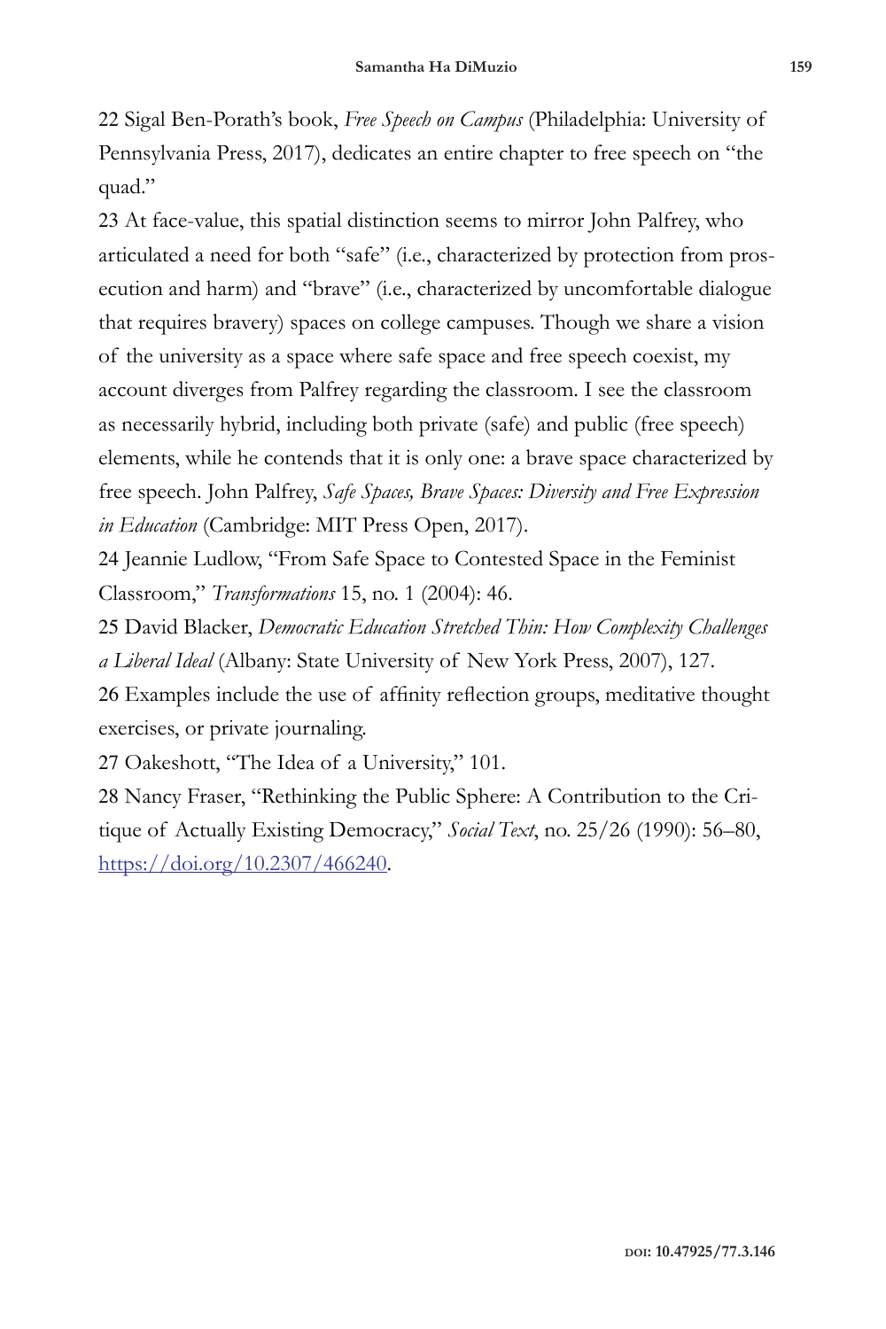22 Sigal Ben-Porath's book, *Free Speech on Campus* (Philadelphia: University of Pennsylvania Press, 2017), dedicates an entire chapter to free speech on "the quad."

23 At face-value, this spatial distinction seems to mirror John Palfrey, who articulated a need for both "safe" (i.e., characterized by protection from prosecution and harm) and "brave" (i.e., characterized by uncomfortable dialogue that requires bravery) spaces on college campuses. Though we share a vision of the university as a space where safe space and free speech coexist, my account diverges from Palfrey regarding the classroom. I see the classroom as necessarily hybrid, including both private (safe) and public (free speech) elements, while he contends that it is only one: a brave space characterized by free speech. John Palfrey, *Safe Spaces, Brave Spaces: Diversity and Free Expression in Education* (Cambridge: MIT Press Open, 2017).

24 Jeannie Ludlow, "From Safe Space to Contested Space in the Feminist Classroom," *Transformations* 15, no. 1 (2004): 46.

25 David Blacker, *Democratic Education Stretched Thin: How Complexity Challenges a Liberal Ideal* (Albany: State University of New York Press, 2007), 127.

26 Examples include the use of affinity reflection groups, meditative thought exercises, or private journaling.

27 Oakeshott, "The Idea of a University," 101.

28 Nancy Fraser, "Rethinking the Public Sphere: A Contribution to the Critique of Actually Existing Democracy," *Social Text*, no. 25/26 (1990): 56–80, https://doi.org/10.2307/466240.